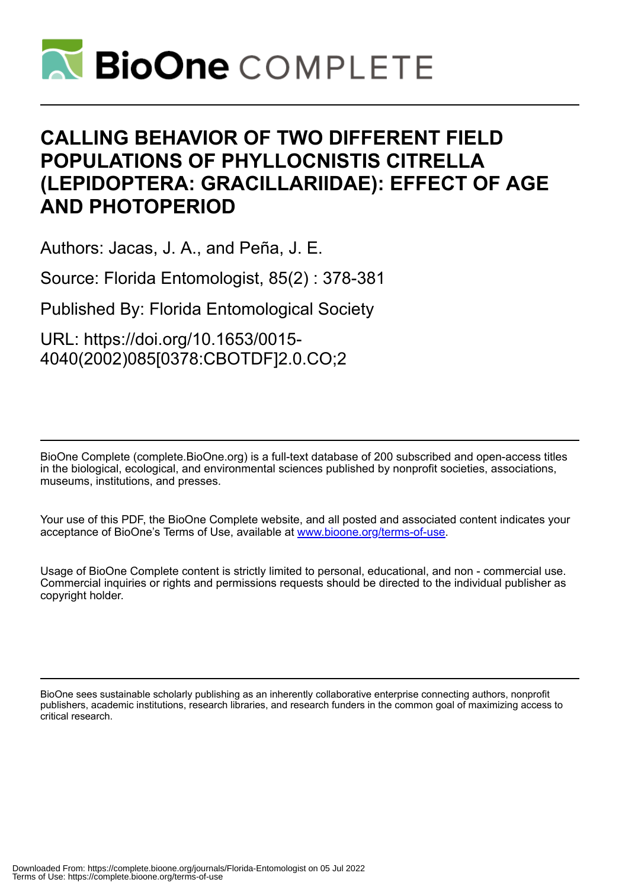# CALLING BEHAVIOR OF TWO DIFFERENT FIELD POPULATIONS OF PHYLLOCNISTIS CITRELLA (LEPIDOPTERA: GRACILLARIIDAE): EFFECT OF AGE AND PHOTOPERIOD

Authors: Jacas, J. A., and Peña, J. E.

Source: Florida Entomologist, 85(2) : 378-381

Published By: Florida Entomological Society

URL: https://doi.org/10.1653/0015-4040(2002)085[0378:CBOTDF]2.0.CO;2

BioOne Complete (complete.BioOne.org) is a full-text database of 200 subscribed and open-access titles in the biological, ecological, and environmental sciences published by nonprofit societies, associations, museums, institutions, and presses.

Your use of this PDF, the BioOne Complete website, and all posted and associated content indicates your acceptance of BioOne's Terms of Use, available at www.bioone.org/terms-of-use.

Usage of BioOne Complete content is strictly limited to personal, educational, and non - commercial use. Commercial inquiries or rights and permissions requests should be directed to the individual publisher as copyright holder.

BioOne sees sustainable scholarly publishing as an inherently collaborative enterprise connecting authors, nonprofit publishers, academic institutions, research libraries, and research funders in the common goal of maximizing access to critical research.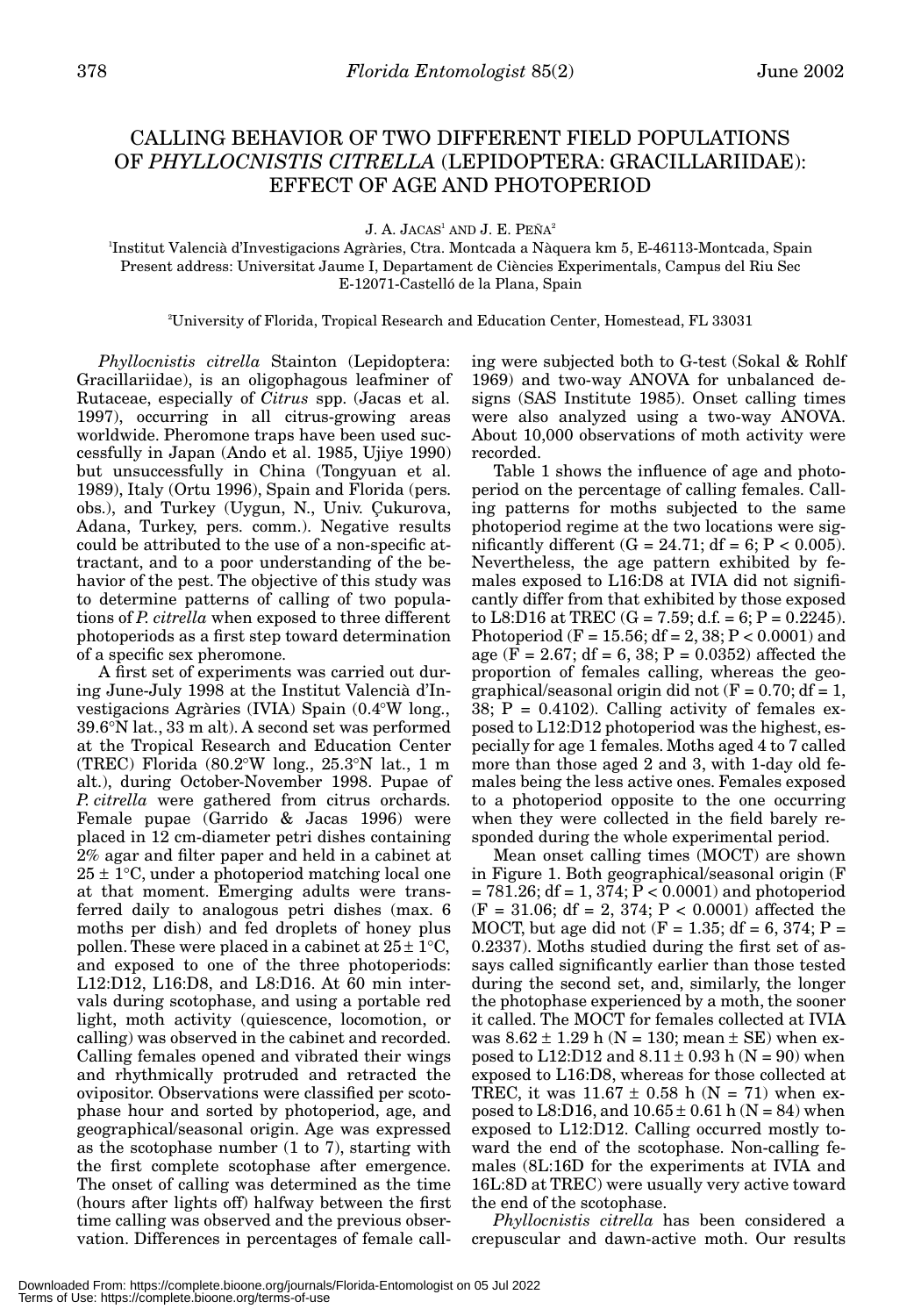# CALLING BEHAVIOR OF TWO DIFFERENT FIELD POPULATIONS OF *PHYLLOCNISTIS CITRELLA* (LEPIDOPTERA: GRACILLARIIDAE): EFFECT OF AGE AND PHOTOPERIOD

J. A. JACAS[1] AND J. E. PEÑA[2]

[1]Institut Valencià d'Investigacions Agràries, Ctra. Montcada a Nàquera km 5, E-46113-Montcada, Spain
Present address: Universitat Jaume I, Departament de Ciències Experimentals, Campus del Riu Sec
E-12071-Castelló de la Plana, Spain

[2]University of Florida, Tropical Research and Education Center, Homestead, FL 33031

*Phyllocnistis citrella* Stainton (Lepidoptera: Gracillariidae), is an oligophagous leafminer of Rutaceae, especially of *Citrus* spp. (Jacas et al. 1997), occurring in all citrus-growing areas worldwide. Pheromone traps have been used successfully in Japan (Ando et al. 1985, Ujiye 1990) but unsuccessfully in China (Tongyuan et al. 1989), Italy (Ortu 1996), Spain and Florida (pers. obs.), and Turkey (Uygun, N., Univ. Çukurova, Adana, Turkey, pers. comm.). Negative results could be attributed to the use of a non-specific attractant, and to a poor understanding of the behavior of the pest. The objective of this study was to determine patterns of calling of two populations of *P. citrella* when exposed to three different photoperiods as a first step toward determination of a specific sex pheromone.

A first set of experiments was carried out during June-July 1998 at the Institut Valencià d'Investigacions Agràries (IVIA) Spain (0.4°W long., 39.6°N lat., 33 m alt). A second set was performed at the Tropical Research and Education Center (TREC) Florida (80.2°W long., 25.3°N lat., 1 m alt.), during October-November 1998. Pupae of *P. citrella* were gathered from citrus orchards. Female pupae (Garrido & Jacas 1996) were placed in 12 cm-diameter petri dishes containing 2% agar and filter paper and held in a cabinet at $25 \pm 1$°C, under a photoperiod matching local one at that moment. Emerging adults were transferred daily to analogous petri dishes (max. 6 moths per dish) and fed droplets of honey plus pollen. These were placed in a cabinet at $25 \pm 1$°C, and exposed to one of the three photoperiods: L12:D12, L16:D8, and L8:D16. At 60 min intervals during scotophase, and using a portable red light, moth activity (quiescence, locomotion, or calling) was observed in the cabinet and recorded. Calling females opened and vibrated their wings and rhythmically protruded and retracted the ovipositor. Observations were classified per scotophase hour and sorted by photoperiod, age, and geographical/seasonal origin. Age was expressed as the scotophase number (1 to 7), starting with the first complete scotophase after emergence. The onset of calling was determined as the time (hours after lights off) halfway between the first time calling was observed and the previous observation. Differences in percentages of female calling were subjected both to G-test (Sokal & Rohlf 1969) and two-way ANOVA for unbalanced designs (SAS Institute 1985). Onset calling times were also analyzed using a two-way ANOVA. About 10,000 observations of moth activity were recorded.

Table 1 shows the influence of age and photoperiod on the percentage of calling females. Calling patterns for moths subjected to the same photoperiod regime at the two locations were significantly different ($G = 24.71$; df = 6; $P < 0.005$). Nevertheless, the age pattern exhibited by females exposed to L16:D8 at IVIA did not significantly differ from that exhibited by those exposed to L8:D16 at TREC ($G = 7.59$; d.f. = 6; $P = 0.2245$). Photoperiod ($F = 15.56$; df = 2, 38; $P < 0.0001$) and age ($F = 2.67$; df = 6, 38; $P = 0.0352$) affected the proportion of females calling, whereas the geographical/seasonal origin did not ($F = 0.70$; df = 1, 38; $P = 0.4102$). Calling activity of females exposed to L12:D12 photoperiod was the highest, especially for age 1 females. Moths aged 4 to 7 called more than those aged 2 and 3, with 1-day old females being the less active ones. Females exposed to a photoperiod opposite to the one occurring when they were collected in the field barely responded during the whole experimental period.

Mean onset calling times (MOCT) are shown in Figure 1. Both geographical/seasonal origin ($F = 781.26$; df = 1, 374; $P < 0.0001$) and photoperiod ($F = 31.06$; df = 2, 374; $P < 0.0001$) affected the MOCT, but age did not ($F = 1.35$; df = 6, 374; $P = 0.2337$). Moths studied during the first set of assays called significantly earlier than those tested during the second set, and, similarly, the longer the photophase experienced by a moth, the sooner it called. The MOCT for females collected at IVIA was $8.62 \pm 1.29$ h ($N = 130$; mean $\pm$ SE) when exposed to L12:D12 and $8.11 \pm 0.93$ h ($N = 90$) when exposed to L16:D8, whereas for those collected at TREC, it was $11.67 \pm 0.58$ h ($N = 71$) when exposed to L8:D16, and $10.65 \pm 0.61$ h ($N = 84$) when exposed to L12:D12. Calling occurred mostly toward the end of the scotophase. Non-calling females (8L:16D for the experiments at IVIA and 16L:8D at TREC) were usually very active toward the end of the scotophase.

*Phyllocnistis citrella* has been considered a crepuscular and dawn-active moth. Our results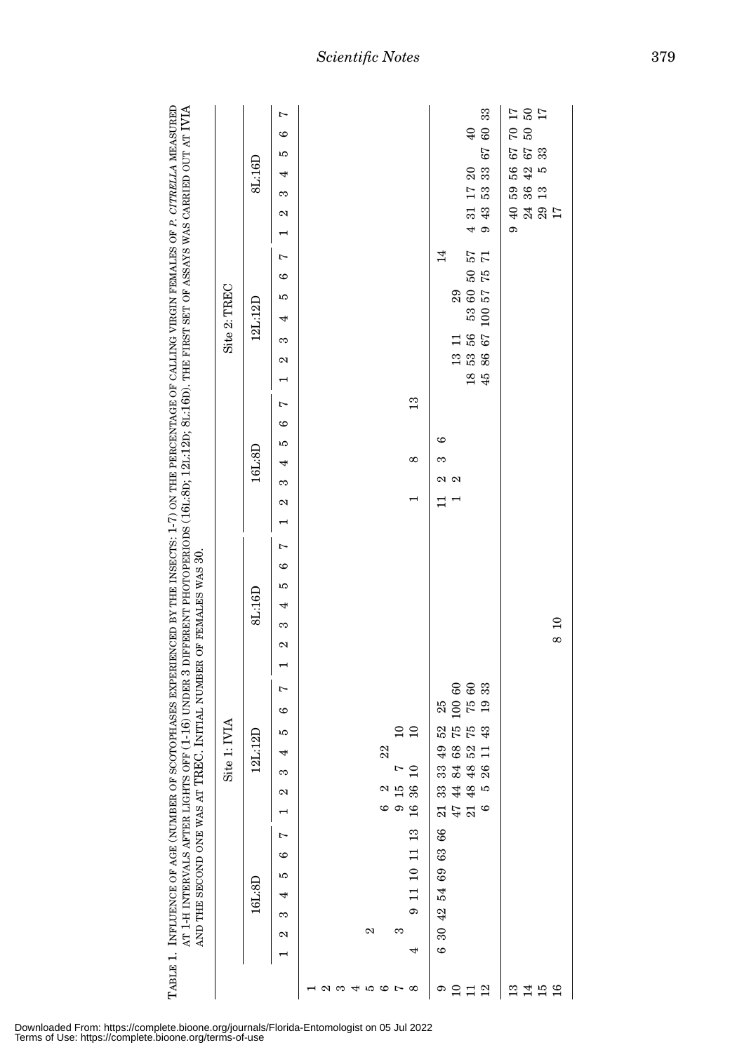TABLE 1. INFLUENCE OF AGE (NUMBER OF SCOTOPHASES EXPERIENCED BY THE INSECTS: 1-7) ON THE PERCENTAGE OF CALLING VIRGIN FEMALES OF *P. CITRELLA* MEASURED AT 1-H INTERVALS AFTER LIGHTS OFF (1-16) UNDER 3 DIFFERENT PHOTOPERIODS (16L:8D; 12L:12D; 8L:16D). THE FIRST SET OF ASSAYS WAS CARRIED OUT AT IVIA AND THE SECOND ONE WAS AT TREC. INITIAL NUMBER OF FEMALES WAS 30.

| | Site 1: IVIA | | | | | | | | | | | | | | | | | | | | | Site 2: TREC | | | | | | | | | | | | | | | | | | | | |
|---|---|---|---|---|---|---|---|---|---|---|---|---|---|---|---|---|---|---|---|---|---|---|---|---|---|---|---|---|---|---|---|---|---|---|---|---|---|---|---|---|---|---|
| | 16L:8D | | | | | | | 12L:12D | | | | | | | 8L:16D | | | | | | | 16L:8D | | | | | | | 12L:12D | | | | | | | 8L:16D | | | | | | |
| | 1 | 2 | 3 | 4 | 5 | 6 | 7 | 1 | 2 | 3 | 4 | 5 | 6 | 7 | 1 | 2 | 3 | 4 | 5 | 6 | 7 | 1 | 2 | 3 | 4 | 5 | 6 | 7 | 1 | 2 | 3 | 4 | 5 | 6 | 7 | 1 | 2 | 3 | 4 | 5 | 6 | 7 |
| 1 | | | | | | | | | | | | | | | | | | | | | | | | | | | | | | | | | | | | | | | | | | |
| 2 | | | | | | | | | | | | | | | | | | | | | | | | | | | | | | | | | | | | | | | | | | |
| 3 | | | | | | | | | | | | | | | | | | | | | | | | | | | | | | | | | | | | | | | | | | |
| 4 | | 2 | | | | | | | | | | | | | | | | | | | | | | | | | | | | | | | | | | | | | | | | |
| 5 | | | | | | | | | | | 22 | | | | | | | | | | | | | | | | | | | | | | | | | | | | | | | |
| 6 | | 3 | | | | | | 6 | 2 | | | | | | | | | | | | | | | | | | | | | | | | | | | | | | | | | |
| 7 | | | | | | | | 9 | 15 | 7 | | | 10 | | | | | | | | | | | | | | | | | | | | | | | | | | | | | |
| 8 | 4 | | 9 | 11 | 10 | 11 | 13 | 16 | 36 | 10 | | | 10 | | | | | | | | | | 1 | | | 8 | | 13 | | | | | | | 14 | | | | | | | |
| 9 | 6 | 30 | 42 | 54 | 69 | 63 | 66 | 21 | 33 | 33 | 49 | 52 | 25 | | | | | | | | | | 11 | 2 | 3 | 6 | | | | | | | 29 | | | | | | | | | |
| 10 | | | | | | | | 47 | 44 | 84 | 68 | 75 | 100 | 60 | | | | | | | | | 1 | 2 | | | | | | 13 | 11 | | | | | | | | | | | |
| 11 | | | | | | | | 21 | 48 | 48 | 52 | 75 | 75 | 60 | | | | | | | | | | | | | | | 18 | 53 | 56 | 53 | 60 | 50 | 57 | 4 | 31 | 17 | 20 | | 40 | |
| 12 | | | | | | | | 6 | 5 | 26 | 11 | 43 | 19 | 33 | | | | | | | | | | | | | | | 45 | 86 | 67 | 100 | 57 | 75 | 71 | 9 | 43 | 53 | 33 | 67 | 60 | 33 |
| 13 | | | | | | | | | | | | | | | | | | | | | | | | | | | | | | | | | | | | 9 | 40 | 59 | 56 | 67 | 70 | 17 |
| 14 | | | | | | | | | | | | | | | | | | | | | | | | | | | | | | | | | | | | | 24 | 36 | 42 | 67 | 50 | 50 |
| 15 | | | | | | | | | | | | | | | | | | | | | | | | | | | | | | | | | | | | | 29 | 13 | 5 | 33 | | 17 |
| 16 | | | | | | | | | | | | | | | | 8 | 10 | | | | | | | | | | | | | | | | | | | | 17 | | | | | |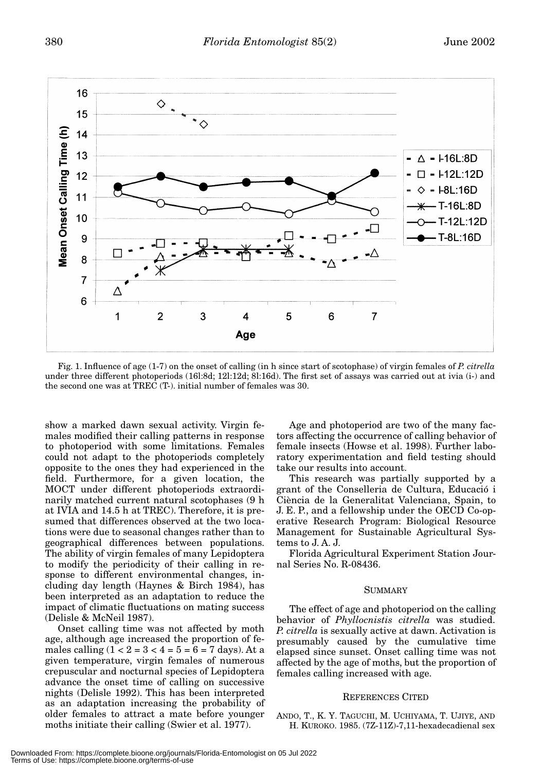Fig. 1. Influence of age (1-7) on the onset of calling (in h since start of scotophase) of virgin females of *P. citrella* under three different photoperiods (16l:8d; 12l:12d; 8l:16d). The first set of assays was carried out at ivia (i-) and the second one was at TREC (T-). initial number of females was 30.

show a marked dawn sexual activity. Virgin females modified their calling patterns in response to photoperiod with some limitations. Females could not adapt to the photoperiods completely opposite to the ones they had experienced in the field. Furthermore, for a given location, the MOCT under different photoperiods extraordinarily matched current natural scotophases (9 h at IVIA and 14.5 h at TREC). Therefore, it is presumed that differences observed at the two locations were due to seasonal changes rather than to geographical differences between populations. The ability of virgin females of many Lepidoptera to modify the periodicity of their calling in response to different environmental changes, including day length (Haynes & Birch 1984), has been interpreted as an adaptation to reduce the impact of climatic fluctuations on mating success (Delisle & McNeil 1987).

Onset calling time was not affected by moth age, although age increased the proportion of females calling ($1 < 2 = 3 < 4 = 5 = 6 = 7$ days). At a given temperature, virgin females of numerous crepuscular and nocturnal species of Lepidoptera advance the onset time of calling on successive nights (Delisle 1992). This has been interpreted as an adaptation increasing the probability of older females to attract a mate before younger moths initiate their calling (Swier et al. 1977).

Age and photoperiod are two of the many factors affecting the occurrence of calling behavior of female insects (Howse et al. 1998). Further laboratory experimentation and field testing should take our results into account.

This research was partially supported by a grant of the Conselleria de Cultura, Educació i Ciència de la Generalitat Valenciana, Spain, to J. E. P., and a fellowship under the OECD Co-operative Research Program: Biological Resource Management for Sustainable Agricultural Systems to J. A. J.

Florida Agricultural Experiment Station Journal Series No. R-08436.

## SUMMARY

The effect of age and photoperiod on the calling behavior of *Phyllocnistis citrella* was studied. *P. citrella* is sexually active at dawn. Activation is presumably caused by the cumulative time elapsed since sunset. Onset calling time was not affected by the age of moths, but the proportion of females calling increased with age.

## REFERENCES CITED

ANDO, T., K. Y. TAGUCHI, M. UCHIYAMA, T. UJIYE, AND H. KUROKO. 1985. (7Z-11Z)-7,11-hexadecadienal sex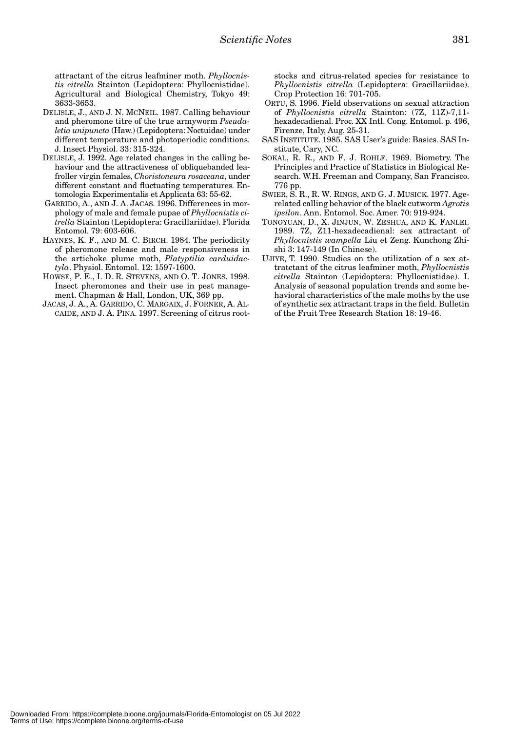attractant of the citrus leafminer moth. *Phyllocnistis citrella* Stainton (Lepidoptera: Phyllocnistidae). Agricultural and Biological Chemistry, Tokyo 49: 3633-3653.

DELISLE, J., AND J. N. MCNEIL. 1987. Calling behaviour and pheromone titre of the true armyworm *Pseudaletia unipuncta* (Haw.) (Lepidoptera: Noctuidae) under different temperature and photoperiodic conditions. J. Insect Physiol. 33: 315-324.

DELISLE, J. 1992. Age related changes in the calling behaviour and the attractiveness of obliquebanded leafroller virgin females, *Choristoneura rosaceana*, under different constant and fluctuating temperatures. Entomologia Experimentalis et Applicata 63: 55-62.

GARRIDO, A., AND J. A. JACAS. 1996. Differences in morphology of male and female pupae of *Phyllocnistis citrella* Stainton (Lepidoptera: Gracillariidae). Florida Entomol. 79: 603-606.

HAYNES, K. F., AND M. C. BIRCH. 1984. The periodicity of pheromone release and male responsiveness in the artichoke plume moth, *Platyptilia carduidactyla*. Physiol. Entomol. 12: 1597-1600.

HOWSE, P. E., I. D. R. STEVENS, AND O. T. JONES. 1998. Insect pheromones and their use in pest management. Chapman & Hall, London, UK, 369 pp.

JACAS, J. A., A. GARRIDO, C. MARGAIX, J. FORNER, A. ALCAIDE, AND J. A. PINA. 1997. Screening of citrus rootstocks and citrus-related species for resistance to *Phyllocnistis citrella* (Lepidoptera: Gracillariidae). Crop Protection 16: 701-705.

ORTU, S. 1996. Field observations on sexual attraction of *Phyllocnistis citrella* Stainton: (7Z, 11Z)-7,11-hexadecadienal. Proc. XX Intl. Cong. Entomol. p. 496, Firenze, Italy, Aug. 25-31.

SAS INSTITUTE. 1985. SAS User's guide: Basics. SAS Institute, Cary, NC.

SOKAL, R. R., AND F. J. ROHLF. 1969. Biometry. The Principles and Practice of Statistics in Biological Research. W.H. Freeman and Company, San Francisco. 776 pp.

SWIER, S. R., R. W. RINGS, AND G. J. MUSICK. 1977. Age-related calling behavior of the black cutworm *Agrotis ipsilon*. Ann. Entomol. Soc. Amer. 70: 919-924.

TONGYUAN, D., X. JINJUN, W. ZESHUA, AND K. FANLEI. 1989. 7Z, Z11-hexadecadienal: sex attractant of *Phyllocnistis wampella* Liu et Zeng. Kunchong Zhishi 3: 147-149 (In Chinese).

UJIYE, T. 1990. Studies on the utilization of a sex attratctant of the citrus leafminer moth, *Phyllocnistis citrella* Stainton (Lepidoptera: Phyllocnistidae). I. Analysis of seasonal population trends and some behavioral characteristics of the male moths by the use of synthetic sex attractant traps in the field. Bulletin of the Fruit Tree Research Station 18: 19-46.